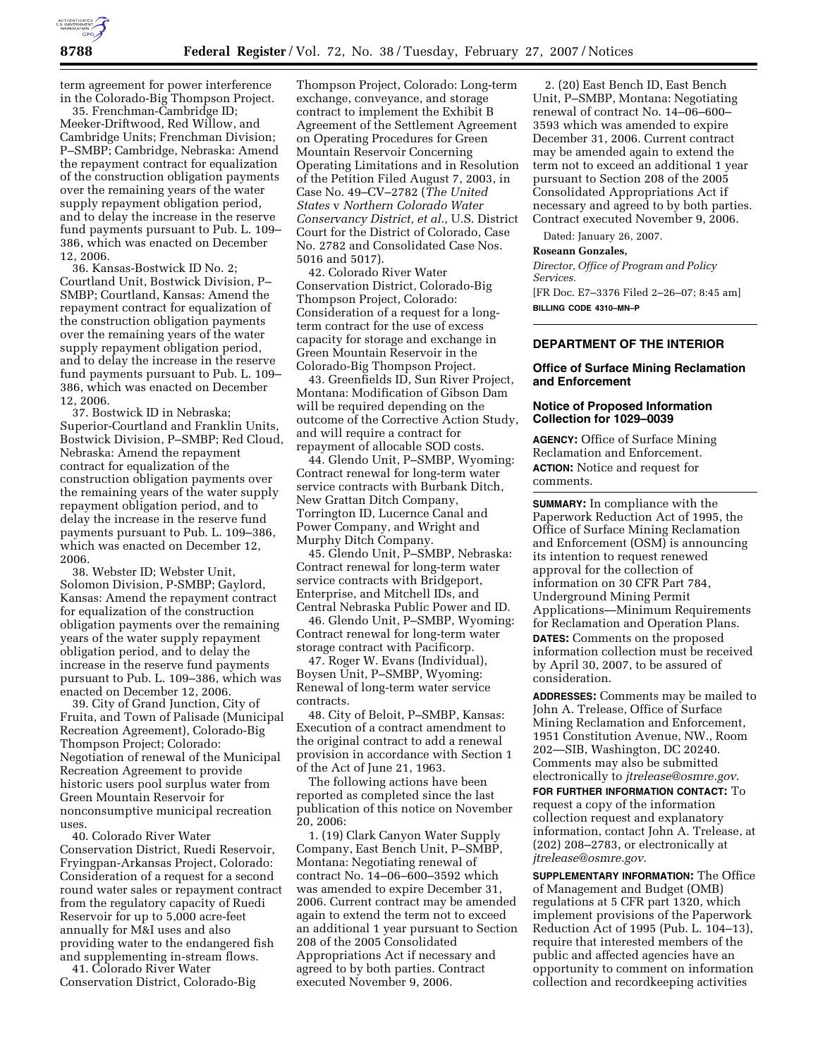term agreement for power interference in the Colorado-Big Thompson Project.

35. Frenchman-Cambridge ID; Meeker-Driftwood, Red Willow, and Cambridge Units; Frenchman Division; P–SMBP; Cambridge, Nebraska: Amend the repayment contract for equalization of the construction obligation payments over the remaining years of the water supply repayment obligation period, and to delay the increase in the reserve fund payments pursuant to Pub. L. 109–386, which was enacted on December 12, 2006.

36. Kansas-Bostwick ID No. 2; Courtland Unit, Bostwick Division, P–SMBP; Courtland, Kansas: Amend the repayment contract for equalization of the construction obligation payments over the remaining years of the water supply repayment obligation period, and to delay the increase in the reserve fund payments pursuant to Pub. L. 109–386, which was enacted on December 12, 2006.

37. Bostwick ID in Nebraska; Superior-Courtland and Franklin Units, Bostwick Division, P–SMBP; Red Cloud, Nebraska: Amend the repayment contract for equalization of the construction obligation payments over the remaining years of the water supply repayment obligation period, and to delay the increase in the reserve fund payments pursuant to Pub. L. 109–386, which was enacted on December 12, 2006.

38. Webster ID; Webster Unit, Solomon Division, P-SMBP; Gaylord, Kansas: Amend the repayment contract for equalization of the construction obligation payments over the remaining years of the water supply repayment obligation period, and to delay the increase in the reserve fund payments pursuant to Pub. L. 109–386, which was enacted on December 12, 2006.

39. City of Grand Junction, City of Fruita, and Town of Palisade (Municipal Recreation Agreement), Colorado-Big Thompson Project; Colorado: Negotiation of renewal of the Municipal Recreation Agreement to provide historic users pool surplus water from Green Mountain Reservoir for nonconsumptive municipal recreation uses.

40. Colorado River Water Conservation District, Ruedi Reservoir, Fryingpan-Arkansas Project, Colorado: Consideration of a request for a second round water sales or repayment contract from the regulatory capacity of Ruedi Reservoir for up to 5,000 acre-feet annually for M&I uses and also providing water to the endangered fish and supplementing in-stream flows.

41. Colorado River Water Conservation District, Colorado-Big Thompson Project, Colorado: Long-term exchange, conveyance, and storage contract to implement the Exhibit B Agreement of the Settlement Agreement on Operating Procedures for Green Mountain Reservoir Concerning Operating Limitations and in Resolution of the Petition Filed August 7, 2003, in Case No. 49–CV–2782 (*The United States* v *Northern Colorado Water Conservancy District, et al.*, U.S. District Court for the District of Colorado, Case No. 2782 and Consolidated Case Nos. 5016 and 5017).

42. Colorado River Water Conservation District, Colorado-Big Thompson Project, Colorado: Consideration of a request for a long-term contract for the use of excess capacity for storage and exchange in Green Mountain Reservoir in the Colorado-Big Thompson Project.

43. Greenfields ID, Sun River Project, Montana: Modification of Gibson Dam will be required depending on the outcome of the Corrective Action Study, and will require a contract for repayment of allocable SOD costs.

44. Glendo Unit, P–SMBP, Wyoming: Contract renewal for long-term water service contracts with Burbank Ditch, New Grattan Ditch Company, Torrington ID, Lucernce Canal and Power Company, and Wright and Murphy Ditch Company.

45. Glendo Unit, P–SMBP, Nebraska: Contract renewal for long-term water service contracts with Bridgeport, Enterprise, and Mitchell IDs, and Central Nebraska Public Power and ID.

46. Glendo Unit, P–SMBP, Wyoming: Contract renewal for long-term water storage contract with Pacificorp.

47. Roger W. Evans (Individual), Boysen Unit, P–SMBP, Wyoming: Renewal of long-term water service contracts.

48. City of Beloit, P–SMBP, Kansas: Execution of a contract amendment to the original contract to add a renewal provision in accordance with Section 1 of the Act of June 21, 1963.

The following actions have been reported as completed since the last publication of this notice on November 20, 2006:

1. (19) Clark Canyon Water Supply Company, East Bench Unit, P–SMBP, Montana: Negotiating renewal of contract No. 14–06–600–3592 which was amended to expire December 31, 2006. Current contract may be amended again to extend the term not to exceed an additional 1 year pursuant to Section 208 of the 2005 Consolidated Appropriations Act if necessary and agreed to by both parties. Contract executed November 9, 2006.

2. (20) East Bench ID, East Bench Unit, P–SMBP, Montana: Negotiating renewal of contract No. 14–06–600–3593 which was amended to expire December 31, 2006. Current contract may be amended again to extend the term not to exceed an additional 1 year pursuant to Section 208 of the 2005 Consolidated Appropriations Act if necessary and agreed to by both parties. Contract executed November 9, 2006.

Dated: January 26, 2007.

**Roseann Gonzales,**

*Director, Office of Program and Policy Services.*

[FR Doc. E7–3376 Filed 2–26–07; 8:45 am]

**BILLING CODE 4310–MN–P**

---

## DEPARTMENT OF THE INTERIOR

### Office of Surface Mining Reclamation and Enforcement

### Notice of Proposed Information Collection for 1029–0039

**AGENCY:** Office of Surface Mining Reclamation and Enforcement.

**ACTION:** Notice and request for comments.

**SUMMARY:** In compliance with the Paperwork Reduction Act of 1995, the Office of Surface Mining Reclamation and Enforcement (OSM) is announcing its intention to request renewed approval for the collection of information on 30 CFR Part 784, Underground Mining Permit Applications—Minimum Requirements for Reclamation and Operation Plans.

**DATES:** Comments on the proposed information collection must be received by April 30, 2007, to be assured of consideration.

**ADDRESSES:** Comments may be mailed to John A. Trelease, Office of Surface Mining Reclamation and Enforcement, 1951 Constitution Avenue, NW., Room 202—SIB, Washington, DC 20240. Comments may also be submitted electronically to *jtrelease@osmre.gov*.

**FOR FURTHER INFORMATION CONTACT:** To request a copy of the information collection request and explanatory information, contact John A. Trelease, at (202) 208–2783, or electronically at *jtrelease@osmre.gov*.

**SUPPLEMENTARY INFORMATION:** The Office of Management and Budget (OMB) regulations at 5 CFR part 1320, which implement provisions of the Paperwork Reduction Act of 1995 (Pub. L. 104–13), require that interested members of the public and affected agencies have an opportunity to comment on information collection and recordkeeping activities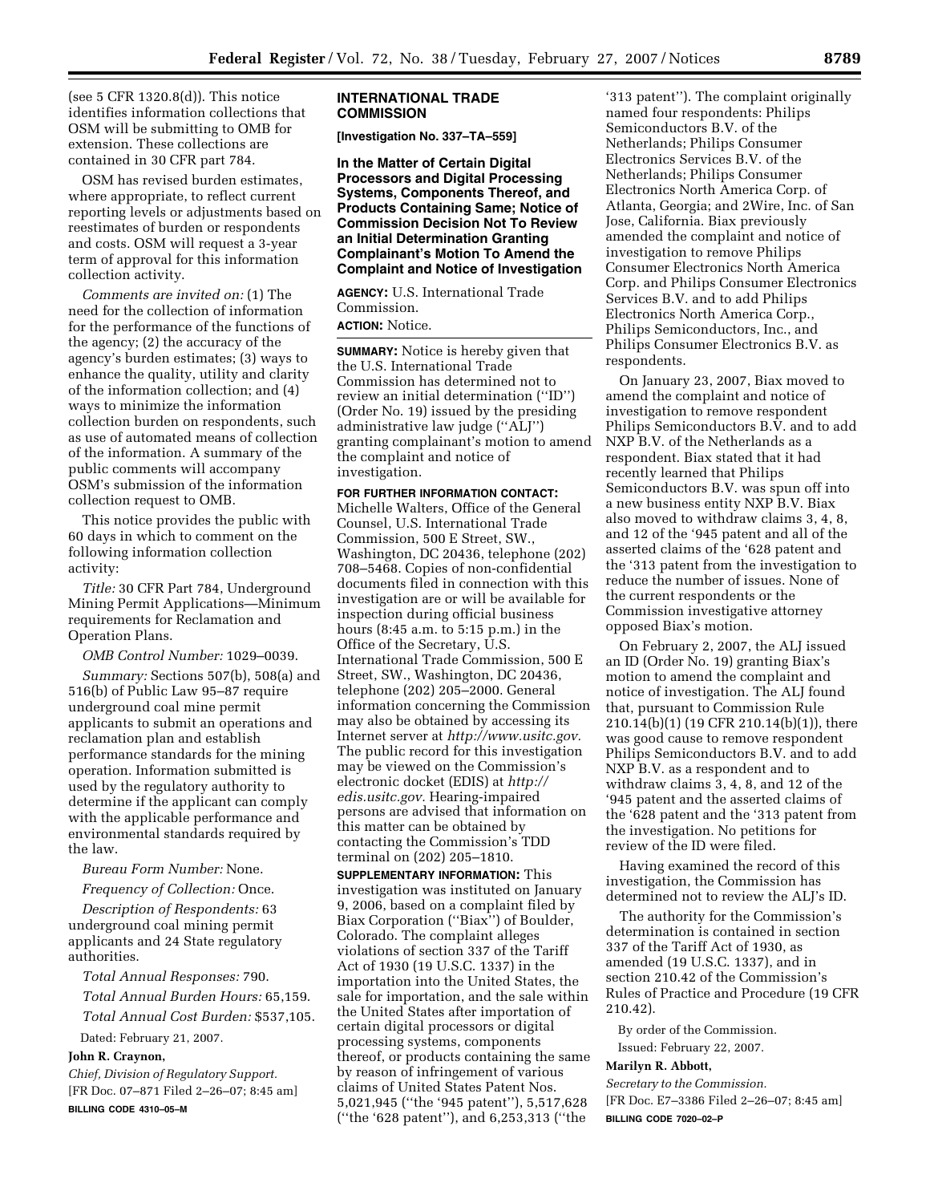(see 5 CFR 1320.8(d)). This notice identifies information collections that OSM will be submitting to OMB for extension. These collections are contained in 30 CFR part 784.

OSM has revised burden estimates, where appropriate, to reflect current reporting levels or adjustments based on reestimates of burden or respondents and costs. OSM will request a 3-year term of approval for this information collection activity.

*Comments are invited on:* (1) The need for the collection of information for the performance of the functions of the agency; (2) the accuracy of the agency's burden estimates; (3) ways to enhance the quality, utility and clarity of the information collection; and (4) ways to minimize the information collection burden on respondents, such as use of automated means of collection of the information. A summary of the public comments will accompany OSM's submission of the information collection request to OMB.

This notice provides the public with 60 days in which to comment on the following information collection activity:

*Title:* 30 CFR Part 784, Underground Mining Permit Applications—Minimum requirements for Reclamation and Operation Plans.

*OMB Control Number:* 1029–0039.

*Summary:* Sections 507(b), 508(a) and 516(b) of Public Law 95–87 require underground coal mine permit applicants to submit an operations and reclamation plan and establish performance standards for the mining operation. Information submitted is used by the regulatory authority to determine if the applicant can comply with the applicable performance and environmental standards required by the law.

*Bureau Form Number:* None.

*Frequency of Collection:* Once.

*Description of Respondents:* 63 underground coal mining permit applicants and 24 State regulatory authorities.

*Total Annual Responses:* 790.

*Total Annual Burden Hours:* 65,159.

*Total Annual Cost Burden:* $537,105.

Dated: February 21, 2007.

**John R. Craynon,**

*Chief, Division of Regulatory Support.*

[FR Doc. 07–871 Filed 2–26–07; 8:45 am]

**BILLING CODE 4310–05–M**

## INTERNATIONAL TRADE COMMISSION

**[Investigation No. 337–TA–559]**

### In the Matter of Certain Digital Processors and Digital Processing Systems, Components Thereof, and Products Containing Same; Notice of Commission Decision Not To Review an Initial Determination Granting Complainant's Motion To Amend the Complaint and Notice of Investigation

**AGENCY:** U.S. International Trade Commission.

**ACTION:** Notice.

**SUMMARY:** Notice is hereby given that the U.S. International Trade Commission has determined not to review an initial determination (''ID'') (Order No. 19) issued by the presiding administrative law judge (''ALJ'') granting complainant's motion to amend the complaint and notice of investigation.

**FOR FURTHER INFORMATION CONTACT:** Michelle Walters, Office of the General Counsel, U.S. International Trade Commission, 500 E Street, SW., Washington, DC 20436, telephone (202) 708–5468. Copies of non-confidential documents filed in connection with this investigation are or will be available for inspection during official business hours (8:45 a.m. to 5:15 p.m.) in the Office of the Secretary, U.S. International Trade Commission, 500 E Street, SW., Washington, DC 20436, telephone (202) 205–2000. General information concerning the Commission may also be obtained by accessing its Internet server at *http://www.usitc.gov.* The public record for this investigation may be viewed on the Commission's electronic docket (EDIS) at *http://edis.usitc.gov.* Hearing-impaired persons are advised that information on this matter can be obtained by contacting the Commission's TDD terminal on (202) 205–1810.

**SUPPLEMENTARY INFORMATION:** This investigation was instituted on January 9, 2006, based on a complaint filed by Biax Corporation (''Biax'') of Boulder, Colorado. The complaint alleges violations of section 337 of the Tariff Act of 1930 (19 U.S.C. 1337) in the importation into the United States, the sale for importation, and the sale within the United States after importation of certain digital processors or digital processing systems, components thereof, or products containing the same by reason of infringement of various claims of United States Patent Nos. 5,021,945 (''the '945 patent''), 5,517,628 (''the '628 patent''), and 6,253,313 (''the '313 patent''). The complaint originally named four respondents: Philips Semiconductors B.V. of the Netherlands; Philips Consumer Electronics Services B.V. of the Netherlands; Philips Consumer Electronics North America Corp. of Atlanta, Georgia; and 2Wire, Inc. of San Jose, California. Biax previously amended the complaint and notice of investigation to remove Philips Consumer Electronics North America Corp. and Philips Consumer Electronics Services B.V. and to add Philips Electronics North America Corp., Philips Semiconductors, Inc., and Philips Consumer Electronics B.V. as respondents.

On January 23, 2007, Biax moved to amend the complaint and notice of investigation to remove respondent Philips Semiconductors B.V. and to add NXP B.V. of the Netherlands as a respondent. Biax stated that it had recently learned that Philips Semiconductors B.V. was spun off into a new business entity NXP B.V. Biax also moved to withdraw claims 3, 4, 8, and 12 of the '945 patent and all of the asserted claims of the '628 patent and the '313 patent from the investigation to reduce the number of issues. None of the current respondents or the Commission investigative attorney opposed Biax's motion.

On February 2, 2007, the ALJ issued an ID (Order No. 19) granting Biax's motion to amend the complaint and notice of investigation. The ALJ found that, pursuant to Commission Rule 210.14(b)(1) (19 CFR 210.14(b)(1)), there was good cause to remove respondent Philips Semiconductors B.V. and to add NXP B.V. as a respondent and to withdraw claims 3, 4, 8, and 12 of the '945 patent and the asserted claims of the '628 patent and the '313 patent from the investigation. No petitions for review of the ID were filed.

Having examined the record of this investigation, the Commission has determined not to review the ALJ's ID.

The authority for the Commission's determination is contained in section 337 of the Tariff Act of 1930, as amended (19 U.S.C. 1337), and in section 210.42 of the Commission's Rules of Practice and Procedure (19 CFR 210.42).

By order of the Commission.

Issued: February 22, 2007.

**Marilyn R. Abbott,**

*Secretary to the Commission.*

[FR Doc. E7–3386 Filed 2–26–07; 8:45 am]

**BILLING CODE 7020–02–P**